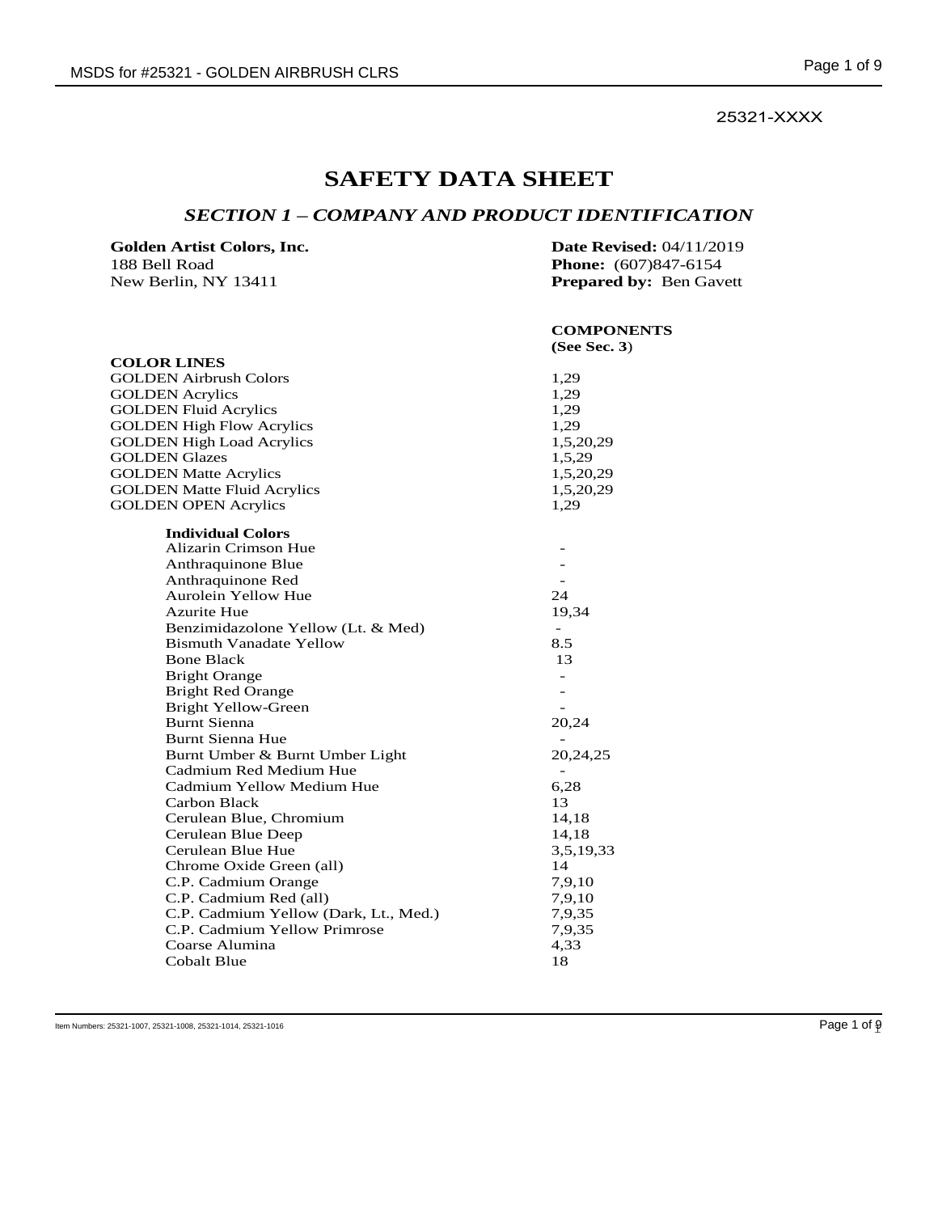25321-XXXX

# SAFETY DATA SHEET

## *SECTION 1 – COMPANY AND PRODUCT IDENTIFICATION*

**Golden Artist Colors, Inc.**
188 Bell Road
New Berlin, NY 13411

**Date Revised:** 04/11/2019
**Phone:** (607)847-6154
**Prepared by:** Ben Gavett

| **COLOR LINES** | **COMPONENTS (See Sec. 3)** |
|---|---|
| GOLDEN Airbrush Colors | 1,29 |
| GOLDEN Acrylics | 1,29 |
| GOLDEN Fluid Acrylics | 1,29 |
| GOLDEN High Flow Acrylics | 1,29 |
| GOLDEN High Load Acrylics | 1,5,20,29 |
| GOLDEN Glazes | 1,5,29 |
| GOLDEN Matte Acrylics | 1,5,20,29 |
| GOLDEN Matte Fluid Acrylics | 1,5,20,29 |
| GOLDEN OPEN Acrylics | 1,29 |
| **Individual Colors** | |
| Alizarin Crimson Hue | - |
| Anthraquinone Blue | - |
| Anthraquinone Red | - |
| Aurolein Yellow Hue | 24 |
| Azurite Hue | 19,34 |
| Benzimidazolone Yellow (Lt. & Med) | - |
| Bismuth Vanadate Yellow | 8.5 |
| Bone Black | 13 |
| Bright Orange | - |
| Bright Red Orange | - |
| Bright Yellow-Green | - |
| Burnt Sienna | 20,24 |
| Burnt Sienna Hue | - |
| Burnt Umber & Burnt Umber Light | 20,24,25 |
| Cadmium Red Medium Hue | - |
| Cadmium Yellow Medium Hue | 6,28 |
| Carbon Black | 13 |
| Cerulean Blue, Chromium | 14,18 |
| Cerulean Blue Deep | 14,18 |
| Cerulean Blue Hue | 3,5,19,33 |
| Chrome Oxide Green (all) | 14 |
| C.P. Cadmium Orange | 7,9,10 |
| C.P. Cadmium Red (all) | 7,9,10 |
| C.P. Cadmium Yellow (Dark, Lt., Med.) | 7,9,35 |
| C.P. Cadmium Yellow Primrose | 7,9,35 |
| Coarse Alumina | 4,33 |
| Cobalt Blue | 18 |

Item Numbers: 25321-1007, 25321-1008, 25321-1014, 25321-1016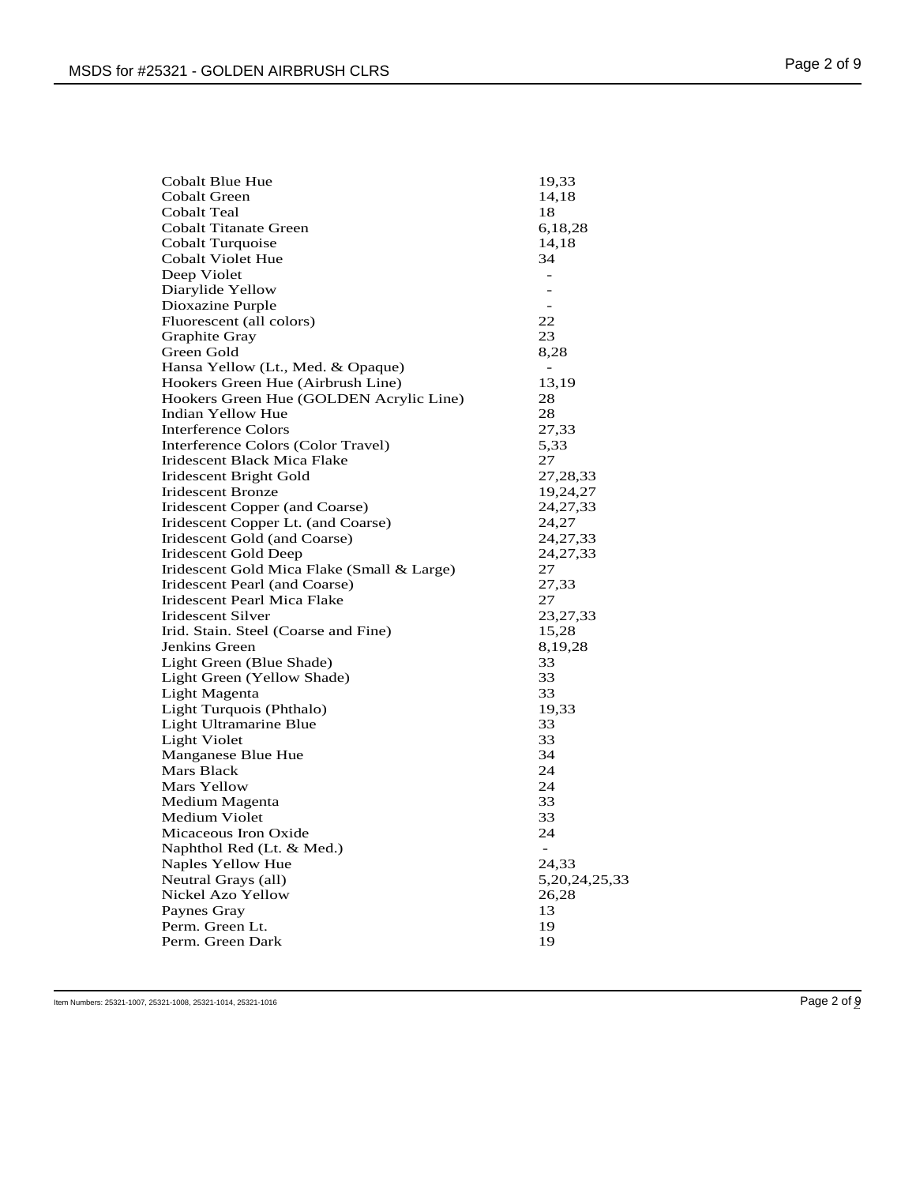| | |
|---|---|
| Cobalt Blue Hue | 19,33 |
| Cobalt Green | 14,18 |
| Cobalt Teal | 18 |
| Cobalt Titanate Green | 6,18,28 |
| Cobalt Turquoise | 14,18 |
| Cobalt Violet Hue | 34 |
| Deep Violet | - |
| Diarylide Yellow | - |
| Dioxazine Purple | - |
| Fluorescent (all colors) | 22 |
| Graphite Gray | 23 |
| Green Gold | 8,28 |
| Hansa Yellow (Lt., Med. & Opaque) | - |
| Hookers Green Hue (Airbrush Line) | 13,19 |
| Hookers Green Hue (GOLDEN Acrylic Line) | 28 |
| Indian Yellow Hue | 28 |
| Interference Colors | 27,33 |
| Interference Colors (Color Travel) | 5,33 |
| Iridescent Black Mica Flake | 27 |
| Iridescent Bright Gold | 27,28,33 |
| Iridescent Bronze | 19,24,27 |
| Iridescent Copper (and Coarse) | 24,27,33 |
| Iridescent Copper Lt. (and Coarse) | 24,27 |
| Iridescent Gold (and Coarse) | 24,27,33 |
| Iridescent Gold Deep | 24,27,33 |
| Iridescent Gold Mica Flake (Small & Large) | 27 |
| Iridescent Pearl (and Coarse) | 27,33 |
| Iridescent Pearl Mica Flake | 27 |
| Iridescent Silver | 23,27,33 |
| Irid. Stain. Steel (Coarse and Fine) | 15,28 |
| Jenkins Green | 8,19,28 |
| Light Green (Blue Shade) | 33 |
| Light Green (Yellow Shade) | 33 |
| Light Magenta | 33 |
| Light Turquois (Phthalo) | 19,33 |
| Light Ultramarine Blue | 33 |
| Light Violet | 33 |
| Manganese Blue Hue | 34 |
| Mars Black | 24 |
| Mars Yellow | 24 |
| Medium Magenta | 33 |
| Medium Violet | 33 |
| Micaceous Iron Oxide | 24 |
| Naphthol Red (Lt. & Med.) | - |
| Naples Yellow Hue | 24,33 |
| Neutral Grays (all) | 5,20,24,25,33 |
| Nickel Azo Yellow | 26,28 |
| Paynes Gray | 13 |
| Perm. Green Lt. | 19 |
| Perm. Green Dark | 19 |

Item Numbers: 25321-1007, 25321-1008, 25321-1014, 25321-1016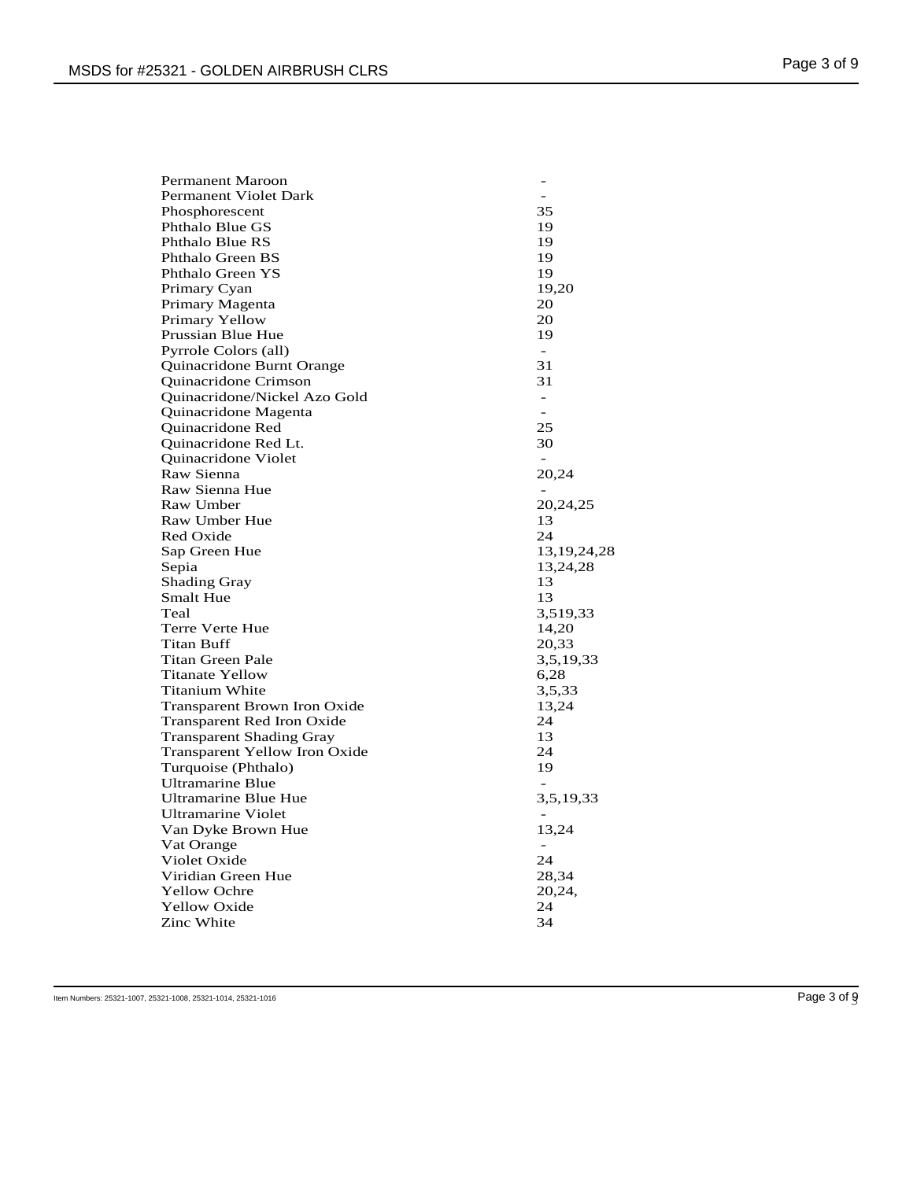| | |
|---|---|
| Permanent Maroon | - |
| Permanent Violet Dark | - |
| Phosphorescent | 35 |
| Phthalo Blue GS | 19 |
| Phthalo Blue RS | 19 |
| Phthalo Green BS | 19 |
| Phthalo Green YS | 19 |
| Primary Cyan | 19,20 |
| Primary Magenta | 20 |
| Primary Yellow | 20 |
| Prussian Blue Hue | 19 |
| Pyrrole Colors (all) | - |
| Quinacridone Burnt Orange | 31 |
| Quinacridone Crimson | 31 |
| Quinacridone/Nickel Azo Gold | - |
| Quinacridone Magenta | - |
| Quinacridone Red | 25 |
| Quinacridone Red Lt. | 30 |
| Quinacridone Violet | - |
| Raw Sienna | 20,24 |
| Raw Sienna Hue | - |
| Raw Umber | 20,24,25 |
| Raw Umber Hue | 13 |
| Red Oxide | 24 |
| Sap Green Hue | 13,19,24,28 |
| Sepia | 13,24,28 |
| Shading Gray | 13 |
| Smalt Hue | 13 |
| Teal | 3,519,33 |
| Terre Verte Hue | 14,20 |
| Titan Buff | 20,33 |
| Titan Green Pale | 3,5,19,33 |
| Titanate Yellow | 6,28 |
| Titanium White | 3,5,33 |
| Transparent Brown Iron Oxide | 13,24 |
| Transparent Red Iron Oxide | 24 |
| Transparent Shading Gray | 13 |
| Transparent Yellow Iron Oxide | 24 |
| Turquoise (Phthalo) | 19 |
| Ultramarine Blue | - |
| Ultramarine Blue Hue | 3,5,19,33 |
| Ultramarine Violet | - |
| Van Dyke Brown Hue | 13,24 |
| Vat Orange | - |
| Violet Oxide | 24 |
| Viridian Green Hue | 28,34 |
| Yellow Ochre | 20,24, |
| Yellow Oxide | 24 |
| Zinc White | 34 |

Item Numbers: 25321-1007, 25321-1008, 25321-1014, 25321-1016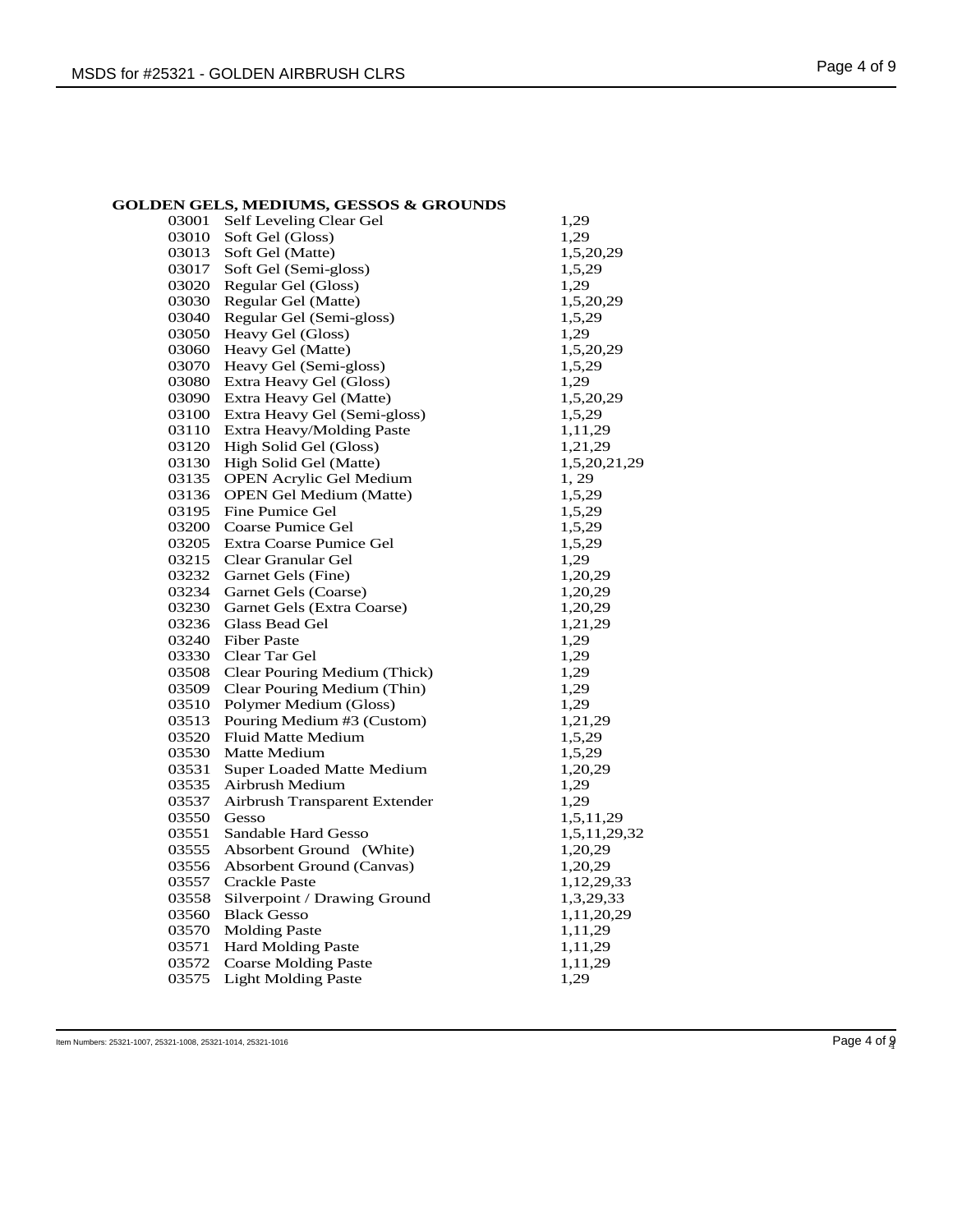**GOLDEN GELS, MEDIUMS, GESSOS & GROUNDS**

| | | |
|---|---|---|
| 03001 | Self Leveling Clear Gel | 1,29 |
| 03010 | Soft Gel (Gloss) | 1,29 |
| 03013 | Soft Gel (Matte) | 1,5,20,29 |
| 03017 | Soft Gel (Semi-gloss) | 1,5,29 |
| 03020 | Regular Gel (Gloss) | 1,29 |
| 03030 | Regular Gel (Matte) | 1,5,20,29 |
| 03040 | Regular Gel (Semi-gloss) | 1,5,29 |
| 03050 | Heavy Gel (Gloss) | 1,29 |
| 03060 | Heavy Gel (Matte) | 1,5,20,29 |
| 03070 | Heavy Gel (Semi-gloss) | 1,5,29 |
| 03080 | Extra Heavy Gel (Gloss) | 1,29 |
| 03090 | Extra Heavy Gel (Matte) | 1,5,20,29 |
| 03100 | Extra Heavy Gel (Semi-gloss) | 1,5,29 |
| 03110 | Extra Heavy/Molding Paste | 1,11,29 |
| 03120 | High Solid Gel (Gloss) | 1,21,29 |
| 03130 | High Solid Gel (Matte) | 1,5,20,21,29 |
| 03135 | OPEN Acrylic Gel Medium | 1, 29 |
| 03136 | OPEN Gel Medium (Matte) | 1,5,29 |
| 03195 | Fine Pumice Gel | 1,5,29 |
| 03200 | Coarse Pumice Gel | 1,5,29 |
| 03205 | Extra Coarse Pumice Gel | 1,5,29 |
| 03215 | Clear Granular Gel | 1,29 |
| 03232 | Garnet Gels (Fine) | 1,20,29 |
| 03234 | Garnet Gels (Coarse) | 1,20,29 |
| 03230 | Garnet Gels (Extra Coarse) | 1,20,29 |
| 03236 | Glass Bead Gel | 1,21,29 |
| 03240 | Fiber Paste | 1,29 |
| 03330 | Clear Tar Gel | 1,29 |
| 03508 | Clear Pouring Medium (Thick) | 1,29 |
| 03509 | Clear Pouring Medium (Thin) | 1,29 |
| 03510 | Polymer Medium (Gloss) | 1,29 |
| 03513 | Pouring Medium #3 (Custom) | 1,21,29 |
| 03520 | Fluid Matte Medium | 1,5,29 |
| 03530 | Matte Medium | 1,5,29 |
| 03531 | Super Loaded Matte Medium | 1,20,29 |
| 03535 | Airbrush Medium | 1,29 |
| 03537 | Airbrush Transparent Extender | 1,29 |
| 03550 | Gesso | 1,5,11,29 |
| 03551 | Sandable Hard Gesso | 1,5,11,29,32 |
| 03555 | Absorbent Ground (White) | 1,20,29 |
| 03556 | Absorbent Ground (Canvas) | 1,20,29 |
| 03557 | Crackle Paste | 1,12,29,33 |
| 03558 | Silverpoint / Drawing Ground | 1,3,29,33 |
| 03560 | Black Gesso | 1,11,20,29 |
| 03570 | Molding Paste | 1,11,29 |
| 03571 | Hard Molding Paste | 1,11,29 |
| 03572 | Coarse Molding Paste | 1,11,29 |
| 03575 | Light Molding Paste | 1,29 |

Item Numbers: 25321-1007, 25321-1008, 25321-1014, 25321-1016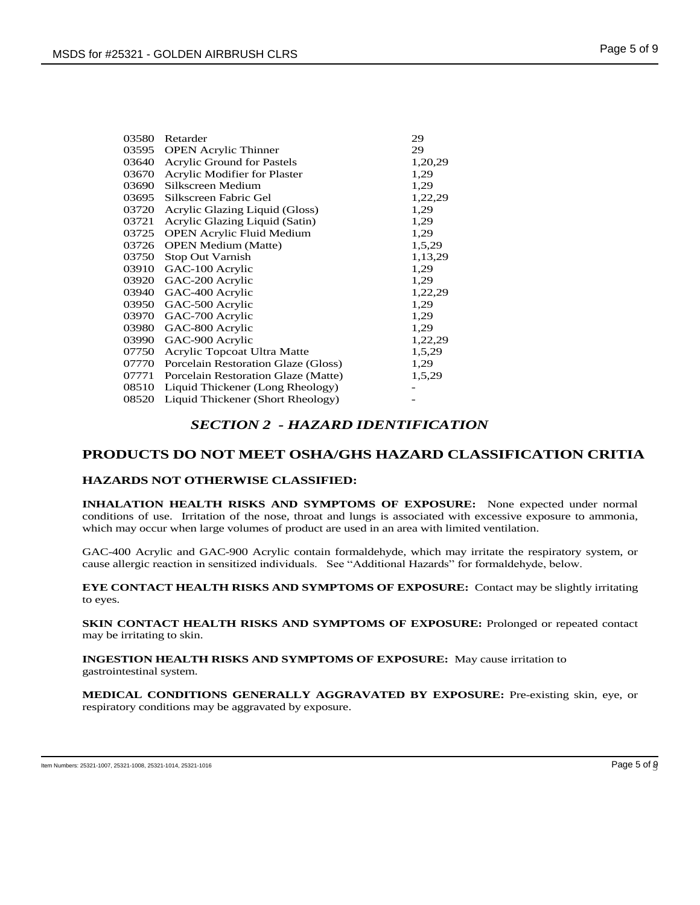| | | |
|---|---|---|
| 03580 | Retarder | 29 |
| 03595 | OPEN Acrylic Thinner | 29 |
| 03640 | Acrylic Ground for Pastels | 1,20,29 |
| 03670 | Acrylic Modifier for Plaster | 1,29 |
| 03690 | Silkscreen Medium | 1,29 |
| 03695 | Silkscreen Fabric Gel | 1,22,29 |
| 03720 | Acrylic Glazing Liquid (Gloss) | 1,29 |
| 03721 | Acrylic Glazing Liquid (Satin) | 1,29 |
| 03725 | OPEN Acrylic Fluid Medium | 1,29 |
| 03726 | OPEN Medium (Matte) | 1,5,29 |
| 03750 | Stop Out Varnish | 1,13,29 |
| 03910 | GAC-100 Acrylic | 1,29 |
| 03920 | GAC-200 Acrylic | 1,29 |
| 03940 | GAC-400 Acrylic | 1,22,29 |
| 03950 | GAC-500 Acrylic | 1,29 |
| 03970 | GAC-700 Acrylic | 1,29 |
| 03980 | GAC-800 Acrylic | 1,29 |
| 03990 | GAC-900 Acrylic | 1,22,29 |
| 07750 | Acrylic Topcoat Ultra Matte | 1,5,29 |
| 07770 | Porcelain Restoration Glaze (Gloss) | 1,29 |
| 07771 | Porcelain Restoration Glaze (Matte) | 1,5,29 |
| 08510 | Liquid Thickener (Long Rheology) | - |
| 08520 | Liquid Thickener (Short Rheology) | - |

## *SECTION 2 - HAZARD IDENTIFICATION*

## PRODUCTS DO NOT MEET OSHA/GHS HAZARD CLASSIFICATION CRITIA

### HAZARDS NOT OTHERWISE CLASSIFIED:

**INHALATION HEALTH RISKS AND SYMPTOMS OF EXPOSURE:** None expected under normal conditions of use. Irritation of the nose, throat and lungs is associated with excessive exposure to ammonia, which may occur when large volumes of product are used in an area with limited ventilation.

GAC-400 Acrylic and GAC-900 Acrylic contain formaldehyde, which may irritate the respiratory system, or cause allergic reaction in sensitized individuals. See "Additional Hazards" for formaldehyde, below.

**EYE CONTACT HEALTH RISKS AND SYMPTOMS OF EXPOSURE:** Contact may be slightly irritating to eyes.

**SKIN CONTACT HEALTH RISKS AND SYMPTOMS OF EXPOSURE:** Prolonged or repeated contact may be irritating to skin.

**INGESTION HEALTH RISKS AND SYMPTOMS OF EXPOSURE:** May cause irritation to gastrointestinal system.

**MEDICAL CONDITIONS GENERALLY AGGRAVATED BY EXPOSURE:** Pre-existing skin, eye, or respiratory conditions may be aggravated by exposure.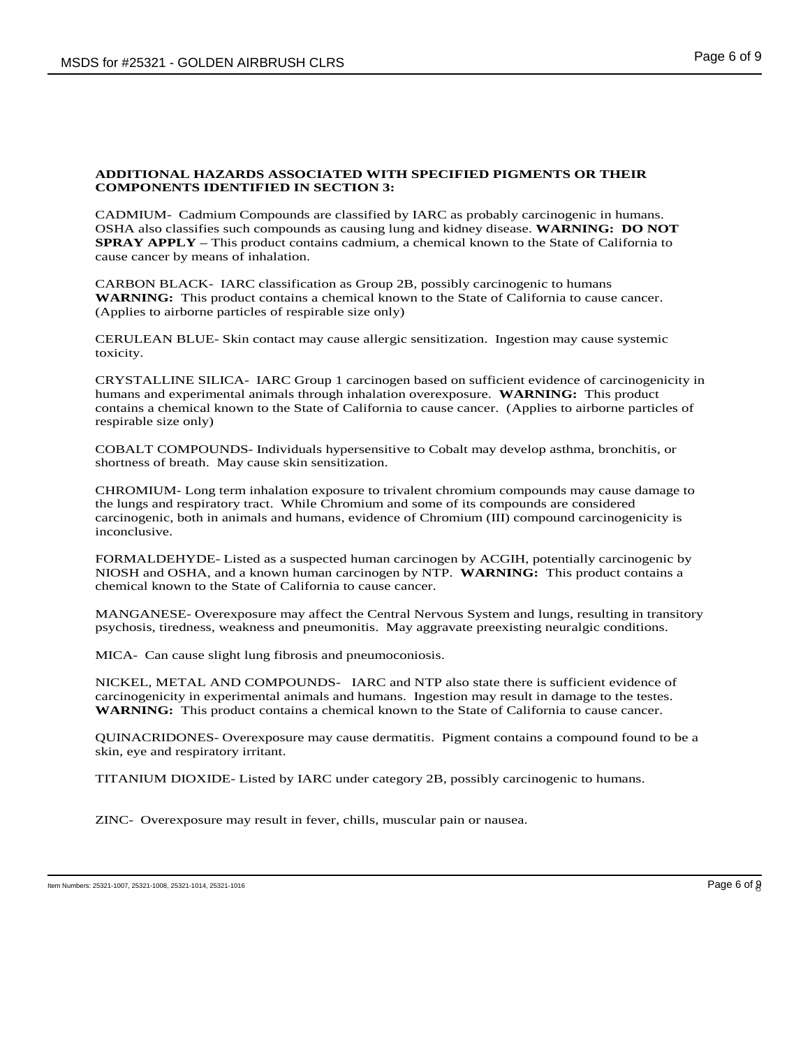**ADDITIONAL HAZARDS ASSOCIATED WITH SPECIFIED PIGMENTS OR THEIR COMPONENTS IDENTIFIED IN SECTION 3:**

CADMIUM- Cadmium Compounds are classified by IARC as probably carcinogenic in humans. OSHA also classifies such compounds as causing lung and kidney disease. **WARNING: DO NOT SPRAY APPLY** – This product contains cadmium, a chemical known to the State of California to cause cancer by means of inhalation.

CARBON BLACK- IARC classification as Group 2B, possibly carcinogenic to humans **WARNING:** This product contains a chemical known to the State of California to cause cancer. (Applies to airborne particles of respirable size only)

CERULEAN BLUE- Skin contact may cause allergic sensitization. Ingestion may cause systemic toxicity.

CRYSTALLINE SILICA- IARC Group 1 carcinogen based on sufficient evidence of carcinogenicity in humans and experimental animals through inhalation overexposure. **WARNING:** This product contains a chemical known to the State of California to cause cancer. (Applies to airborne particles of respirable size only)

COBALT COMPOUNDS- Individuals hypersensitive to Cobalt may develop asthma, bronchitis, or shortness of breath. May cause skin sensitization.

CHROMIUM- Long term inhalation exposure to trivalent chromium compounds may cause damage to the lungs and respiratory tract. While Chromium and some of its compounds are considered carcinogenic, both in animals and humans, evidence of Chromium (III) compound carcinogenicity is inconclusive.

FORMALDEHYDE- Listed as a suspected human carcinogen by ACGIH, potentially carcinogenic by NIOSH and OSHA, and a known human carcinogen by NTP. **WARNING:** This product contains a chemical known to the State of California to cause cancer.

MANGANESE- Overexposure may affect the Central Nervous System and lungs, resulting in transitory psychosis, tiredness, weakness and pneumonitis. May aggravate preexisting neuralgic conditions.

MICA- Can cause slight lung fibrosis and pneumoconiosis.

NICKEL, METAL AND COMPOUNDS- IARC and NTP also state there is sufficient evidence of carcinogenicity in experimental animals and humans. Ingestion may result in damage to the testes. **WARNING:** This product contains a chemical known to the State of California to cause cancer.

QUINACRIDONES- Overexposure may cause dermatitis. Pigment contains a compound found to be a skin, eye and respiratory irritant.

TITANIUM DIOXIDE- Listed by IARC under category 2B, possibly carcinogenic to humans.

ZINC- Overexposure may result in fever, chills, muscular pain or nausea.

Item Numbers: 25321-1007, 25321-1008, 25321-1014, 25321-1016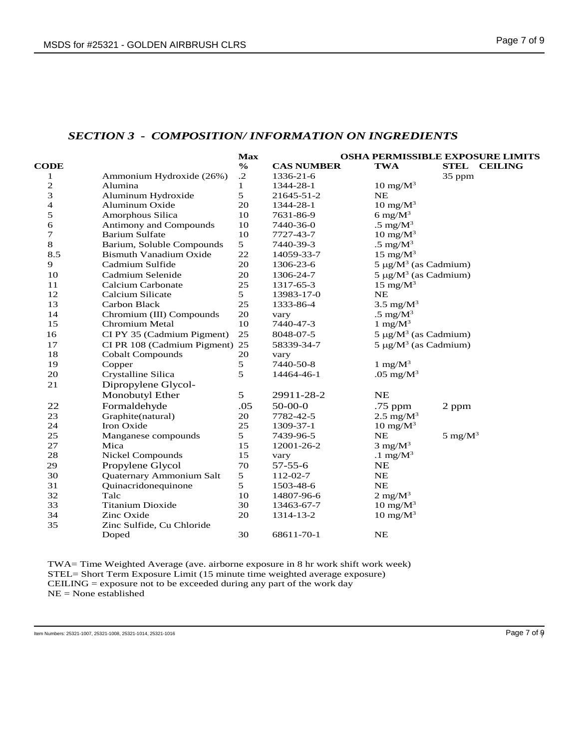## *SECTION 3 - COMPOSITION/ INFORMATION ON INGREDIENTS*

| CODE | | Max % | CAS NUMBER | OSHA PERMISSIBLE EXPOSURE LIMITS TWA | STEL | CEILING |
|---|---|---|---|---|---|---|
| 1 | Ammonium Hydroxide (26%) | .2 | 1336-21-6 | | 35 ppm | |
| 2 | Alumina | 1 | 1344-28-1 | 10 mg/M$^3$ | | |
| 3 | Aluminum Hydroxide | 5 | 21645-51-2 | NE | | |
| 4 | Aluminum Oxide | 20 | 1344-28-1 | 10 mg/M$^3$ | | |
| 5 | Amorphous Silica | 10 | 7631-86-9 | 6 mg/M$^3$ | | |
| 6 | Antimony and Compounds | 10 | 7440-36-0 | .5 mg/M$^3$ | | |
| 7 | Barium Sulfate | 10 | 7727-43-7 | 10 mg/M$^3$ | | |
| 8 | Barium, Soluble Compounds | 5 | 7440-39-3 | .5 mg/M$^3$ | | |
| 8.5 | Bismuth Vanadium Oxide | 22 | 14059-33-7 | 15 mg/M$^3$ | | |
| 9 | Cadmium Sulfide | 20 | 1306-23-6 | 5 μg/M$^3$ (as Cadmium) | | |
| 10 | Cadmium Selenide | 20 | 1306-24-7 | 5 μg/M$^3$ (as Cadmium) | | |
| 11 | Calcium Carbonate | 25 | 1317-65-3 | 15 mg/M$^3$ | | |
| 12 | Calcium Silicate | 5 | 13983-17-0 | NE | | |
| 13 | Carbon Black | 25 | 1333-86-4 | 3.5 mg/M$^3$ | | |
| 14 | Chromium (III) Compounds | 20 | vary | .5 mg/M$^3$ | | |
| 15 | Chromium Metal | 10 | 7440-47-3 | 1 mg/M$^3$ | | |
| 16 | CI PY 35 (Cadmium Pigment) | 25 | 8048-07-5 | 5 μg/M$^3$ (as Cadmium) | | |
| 17 | CI PR 108 (Cadmium Pigment) | 25 | 58339-34-7 | 5 μg/M$^3$ (as Cadmium) | | |
| 18 | Cobalt Compounds | 20 | vary | | | |
| 19 | Copper | 5 | 7440-50-8 | 1 mg/M$^3$ | | |
| 20 | Crystalline Silica | 5 | 14464-46-1 | .05 mg/M$^3$ | | |
| 21 | Dipropylene Glycol-Monobutyl Ether | 5 | 29911-28-2 | NE | | |
| 22 | Formaldehyde | .05 | 50-00-0 | .75 ppm | 2 ppm | |
| 23 | Graphite(natural) | 20 | 7782-42-5 | 2.5 mg/M$^3$ | | |
| 24 | Iron Oxide | 25 | 1309-37-1 | 10 mg/M$^3$ | | |
| 25 | Manganese compounds | 5 | 7439-96-5 | NE | 5 mg/M$^3$ | |
| 27 | Mica | 15 | 12001-26-2 | 3 mg/M$^3$ | | |
| 28 | Nickel Compounds | 15 | vary | .1 mg/M$^3$ | | |
| 29 | Propylene Glycol | 70 | 57-55-6 | NE | | |
| 30 | Quaternary Ammonium Salt | 5 | 112-02-7 | NE | | |
| 31 | Quinacridonequinone | 5 | 1503-48-6 | NE | | |
| 32 | Talc | 10 | 14807-96-6 | 2 mg/M$^3$ | | |
| 33 | Titanium Dioxide | 30 | 13463-67-7 | 10 mg/M$^3$ | | |
| 34 | Zinc Oxide | 20 | 1314-13-2 | 10 mg/M$^3$ | | |
| 35 | Zinc Sulfide, Cu Chloride Doped | 30 | 68611-70-1 | NE | | |

TWA= Time Weighted Average (ave. airborne exposure in 8 hr work shift work week)
STEL= Short Term Exposure Limit (15 minute time weighted average exposure)
CEILING = exposure not to be exceeded during any part of the work day
NE = None established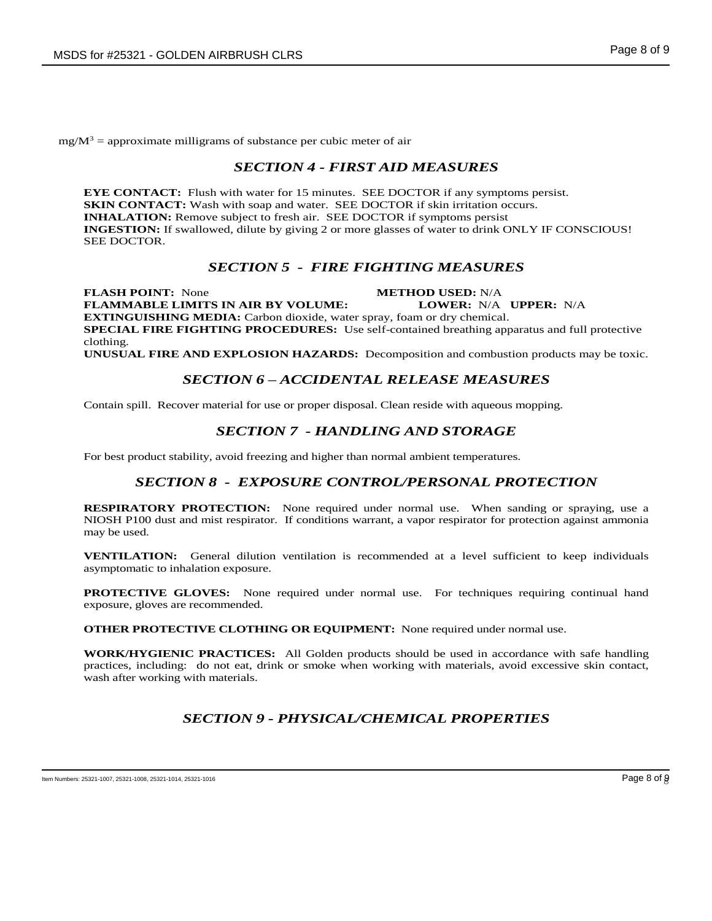$mg/M^3$ = approximate milligrams of substance per cubic meter of air

## *SECTION 4 - FIRST AID MEASURES*

**EYE CONTACT:** Flush with water for 15 minutes. SEE DOCTOR if any symptoms persist.
**SKIN CONTACT:** Wash with soap and water. SEE DOCTOR if skin irritation occurs.
**INHALATION:** Remove subject to fresh air. SEE DOCTOR if symptoms persist
**INGESTION:** If swallowed, dilute by giving 2 or more glasses of water to drink ONLY IF CONSCIOUS! SEE DOCTOR.

## *SECTION 5 - FIRE FIGHTING MEASURES*

**FLASH POINT:** None **METHOD USED:** N/A
**FLAMMABLE LIMITS IN AIR BY VOLUME:** **LOWER:** N/A **UPPER:** N/A
**EXTINGUISHING MEDIA:** Carbon dioxide, water spray, foam or dry chemical.
**SPECIAL FIRE FIGHTING PROCEDURES:** Use self-contained breathing apparatus and full protective clothing.
**UNUSUAL FIRE AND EXPLOSION HAZARDS:** Decomposition and combustion products may be toxic.

## *SECTION 6 – ACCIDENTAL RELEASE MEASURES*

Contain spill. Recover material for use or proper disposal. Clean reside with aqueous mopping.

## *SECTION 7 - HANDLING AND STORAGE*

For best product stability, avoid freezing and higher than normal ambient temperatures.

## *SECTION 8 - EXPOSURE CONTROL/PERSONAL PROTECTION*

**RESPIRATORY PROTECTION:** None required under normal use. When sanding or spraying, use a NIOSH P100 dust and mist respirator. If conditions warrant, a vapor respirator for protection against ammonia may be used.

**VENTILATION:** General dilution ventilation is recommended at a level sufficient to keep individuals asymptomatic to inhalation exposure.

**PROTECTIVE GLOVES:** None required under normal use. For techniques requiring continual hand exposure, gloves are recommended.

**OTHER PROTECTIVE CLOTHING OR EQUIPMENT:** None required under normal use.

**WORK/HYGIENIC PRACTICES:** All Golden products should be used in accordance with safe handling practices, including: do not eat, drink or smoke when working with materials, avoid excessive skin contact, wash after working with materials.

## *SECTION 9 - PHYSICAL/CHEMICAL PROPERTIES*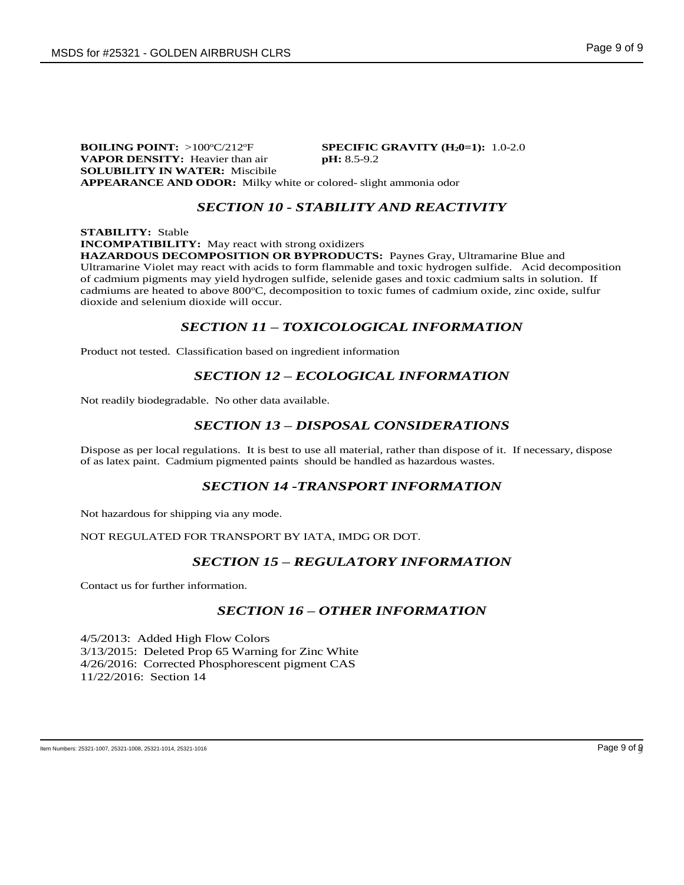**BOILING POINT:** >100ºC/212ºF **SPECIFIC GRAVITY ($H_20$=1):** 1.0-2.0
**VAPOR DENSITY:** Heavier than air **pH:** 8.5-9.2
**SOLUBILITY IN WATER:** Miscibile
**APPEARANCE AND ODOR:** Milky white or colored- slight ammonia odor

## *SECTION 10 - STABILITY AND REACTIVITY*

**STABILITY:** Stable
**INCOMPATIBILITY:** May react with strong oxidizers
**HAZARDOUS DECOMPOSITION OR BYPRODUCTS:** Paynes Gray, Ultramarine Blue and Ultramarine Violet may react with acids to form flammable and toxic hydrogen sulfide. Acid decomposition of cadmium pigments may yield hydrogen sulfide, selenide gases and toxic cadmium salts in solution. If cadmiums are heated to above 800ºC, decomposition to toxic fumes of cadmium oxide, zinc oxide, sulfur dioxide and selenium dioxide will occur.

## *SECTION 11 – TOXICOLOGICAL INFORMATION*

Product not tested. Classification based on ingredient information

## *SECTION 12 – ECOLOGICAL INFORMATION*

Not readily biodegradable. No other data available.

## *SECTION 13 – DISPOSAL CONSIDERATIONS*

Dispose as per local regulations. It is best to use all material, rather than dispose of it. If necessary, dispose of as latex paint. Cadmium pigmented paints should be handled as hazardous wastes.

## *SECTION 14 -TRANSPORT INFORMATION*

Not hazardous for shipping via any mode.

NOT REGULATED FOR TRANSPORT BY IATA, IMDG OR DOT.

## *SECTION 15 – REGULATORY INFORMATION*

Contact us for further information.

## *SECTION 16 – OTHER INFORMATION*

4/5/2013: Added High Flow Colors
3/13/2015: Deleted Prop 65 Warning for Zinc White
4/26/2016: Corrected Phosphorescent pigment CAS
11/22/2016: Section 14

Item Numbers: 25321-1007, 25321-1008, 25321-1014, 25321-1016